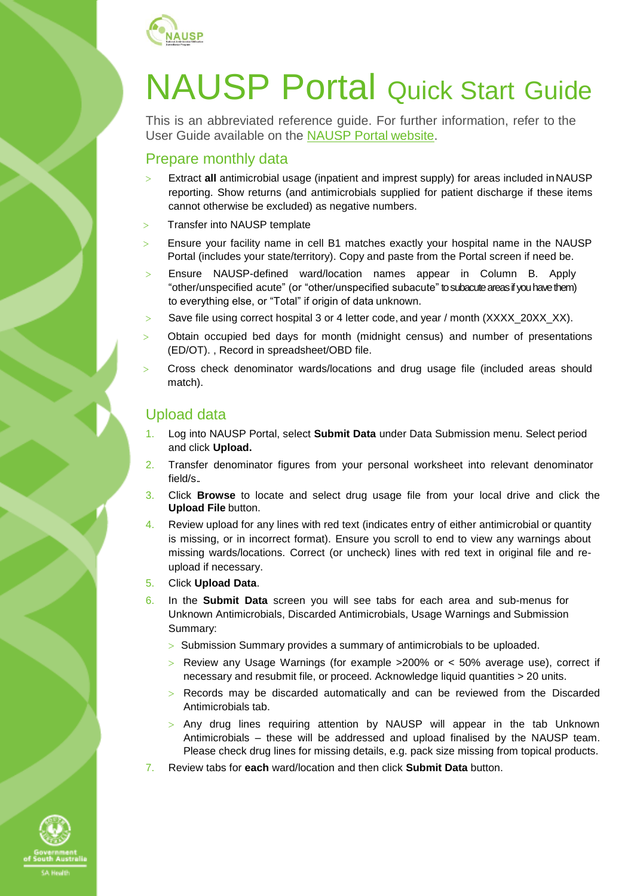# NAUSP Portal Quick Start Guide

This is an abbreviated reference guide. For further information, refer to the User Guide available on the NAUSP Portal website.

## Prepare monthly data

- Extract **all** antimicrobial usage (inpatient and imprest supply) for areas included in NAUSP reporting. Show returns (and antimicrobials supplied for patient discharge if these items cannot otherwise be excluded) as negative numbers.
- Transfer into NAUSP template
- Ensure your facility name in cell B1 matches exactly your hospital name in the NAUSP Portal (includes your state/territory). Copy and paste from the Portal screen if need be.
- Ensure NAUSP-defined ward/location names appear in Column B. Apply "other/unspecified acute" (or "other/unspecified subacute" to subacute areas if you have them) to everything else, or "Total" if origin of data unknown.
- Save file using correct hospital 3 or 4 letter code, and year / month (XXXX_20XX_XX).
- Obtain occupied bed days for month (midnight census) and number of presentations (ED/OT). , Record in spreadsheet/OBD file.
- Cross check denominator wards/locations and drug usage file (included areas should match).

## Upload data

1. Log into NAUSP Portal, select **Submit Data** under Data Submission menu. Select period and click **Upload.**
2. Transfer denominator figures from your personal worksheet into relevant denominator field/s..
3. Click **Browse** to locate and select drug usage file from your local drive and click the **Upload File** button.
4. Review upload for any lines with red text (indicates entry of either antimicrobial or quantity is missing, or in incorrect format). Ensure you scroll to end to view any warnings about missing wards/locations. Correct (or uncheck) lines with red text in original file and re-upload if necessary.
5. Click **Upload Data**.
6. In the **Submit Data** screen you will see tabs for each area and sub-menus for Unknown Antimicrobials, Discarded Antimicrobials, Usage Warnings and Submission Summary:
   - Submission Summary provides a summary of antimicrobials to be uploaded.
   - Review any Usage Warnings (for example >200% or < 50% average use), correct if necessary and resubmit file, or proceed. Acknowledge liquid quantities > 20 units.
   - Records may be discarded automatically and can be reviewed from the Discarded Antimicrobials tab.
   - Any drug lines requiring attention by NAUSP will appear in the tab Unknown Antimicrobials – these will be addressed and upload finalised by the NAUSP team. Please check drug lines for missing details, e.g. pack size missing from topical products.
7. Review tabs for **each** ward/location and then click **Submit Data** button.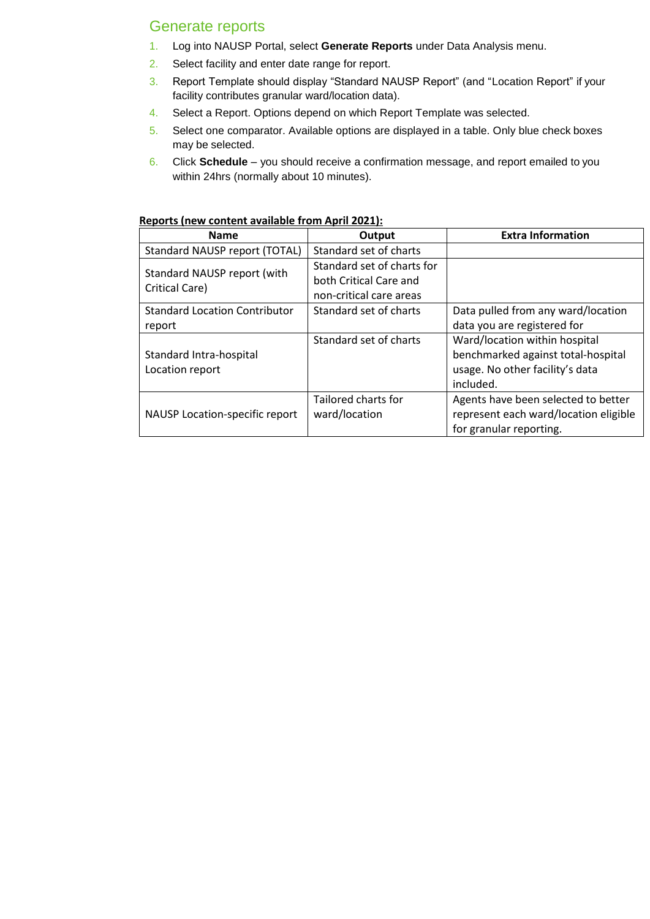## Generate reports

1. Log into NAUSP Portal, select **Generate Reports** under Data Analysis menu.
2. Select facility and enter date range for report.
3. Report Template should display "Standard NAUSP Report" (and "Location Report" if your facility contributes granular ward/location data).
4. Select a Report. Options depend on which Report Template was selected.
5. Select one comparator. Available options are displayed in a table. Only blue check boxes may be selected.
6. Click **Schedule** – you should receive a confirmation message, and report emailed to you within 24hrs (normally about 10 minutes).

**Reports (new content available from April 2021):**

| Name | Output | Extra Information |
|---|---|---|
| Standard NAUSP report (TOTAL) | Standard set of charts | |
| Standard NAUSP report (with Critical Care) | Standard set of charts for both Critical Care and non-critical care areas | |
| Standard Location Contributor report | Standard set of charts | Data pulled from any ward/location data you are registered for |
| Standard Intra-hospital Location report | Standard set of charts | Ward/location within hospital benchmarked against total-hospital usage. No other facility's data included. |
| NAUSP Location-specific report | Tailored charts for ward/location | Agents have been selected to better represent each ward/location eligible for granular reporting. |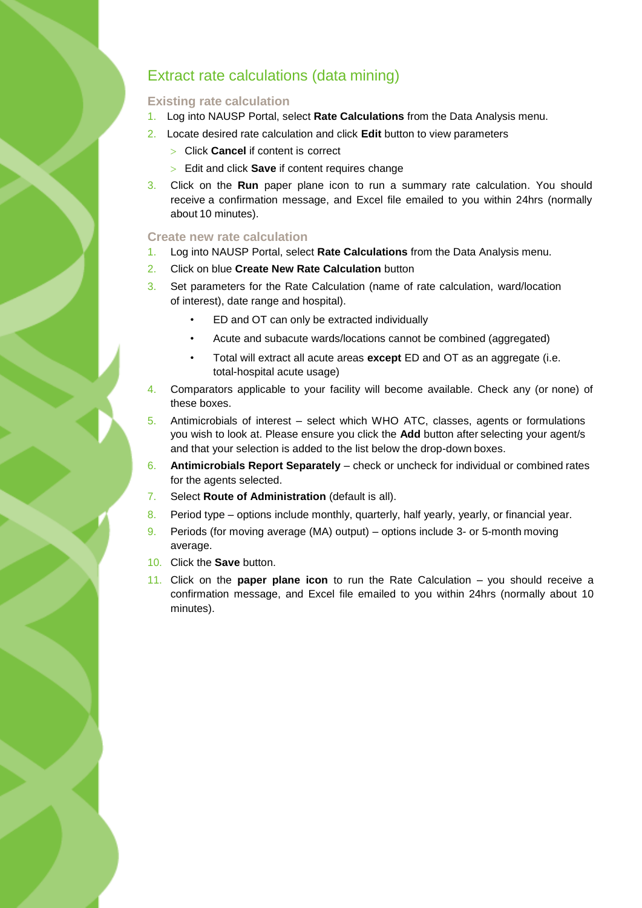## Extract rate calculations (data mining)

### Existing rate calculation

1. Log into NAUSP Portal, select **Rate Calculations** from the Data Analysis menu.
2. Locate desired rate calculation and click **Edit** button to view parameters
   - Click **Cancel** if content is correct
   - Edit and click **Save** if content requires change
3. Click on the **Run** paper plane icon to run a summary rate calculation. You should receive a confirmation message, and Excel file emailed to you within 24hrs (normally about 10 minutes).

### Create new rate calculation

1. Log into NAUSP Portal, select **Rate Calculations** from the Data Analysis menu.
2. Click on blue **Create New Rate Calculation** button
3. Set parameters for the Rate Calculation (name of rate calculation, ward/location of interest), date range and hospital).
   - ED and OT can only be extracted individually
   - Acute and subacute wards/locations cannot be combined (aggregated)
   - Total will extract all acute areas **except** ED and OT as an aggregate (i.e. total-hospital acute usage)
4. Comparators applicable to your facility will become available. Check any (or none) of these boxes.
5. Antimicrobials of interest – select which WHO ATC, classes, agents or formulations you wish to look at. Please ensure you click the **Add** button after selecting your agent/s and that your selection is added to the list below the drop-down boxes.
6. **Antimicrobials Report Separately** – check or uncheck for individual or combined rates for the agents selected.
7. Select **Route of Administration** (default is all).
8. Period type – options include monthly, quarterly, half yearly, yearly, or financial year.
9. Periods (for moving average (MA) output) – options include 3- or 5-month moving average.
10. Click the **Save** button.
11. Click on the **paper plane icon** to run the Rate Calculation – you should receive a confirmation message, and Excel file emailed to you within 24hrs (normally about 10 minutes).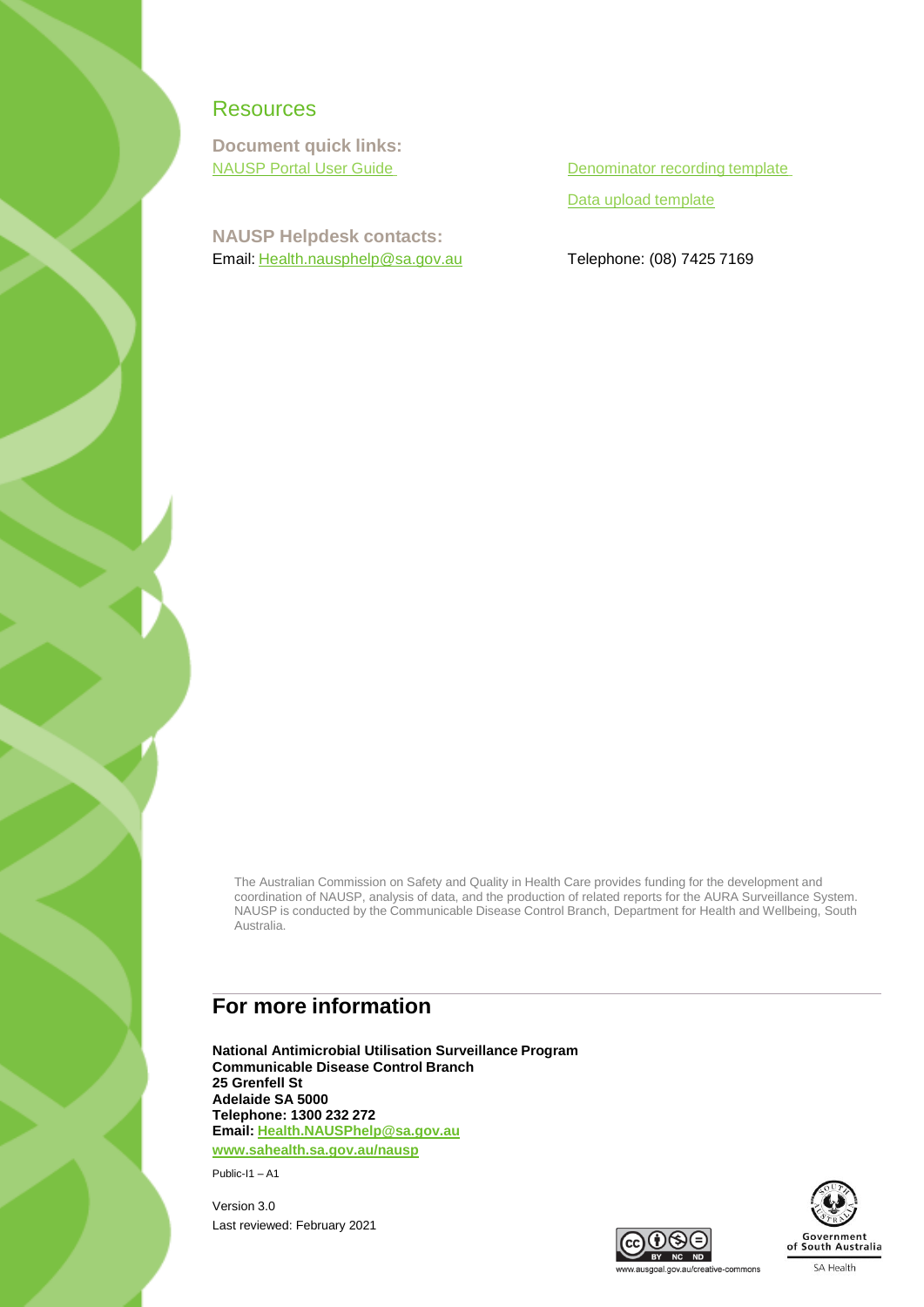## Resources

**Document quick links:**

NAUSP Portal User Guide

Denominator recording template

Data upload template

**NAUSP Helpdesk contacts:**

Email: Health.nausphelp@sa.gov.au

Telephone: (08) 7425 7169

The Australian Commission on Safety and Quality in Health Care provides funding for the development and coordination of NAUSP, analysis of data, and the production of related reports for the AURA Surveillance System. NAUSP is conducted by the Communicable Disease Control Branch, Department for Health and Wellbeing, South Australia.

## For more information

**National Antimicrobial Utilisation Surveillance Program**
**Communicable Disease Control Branch**
**25 Grenfell St**
**Adelaide SA 5000**
**Telephone: 1300 232 272**
**Email: Health.NAUSPhelp@sa.gov.au**
**www.sahealth.sa.gov.au/nausp**

Public-I1 – A1

Version 3.0
Last reviewed: February 2021

www.ausgoal.gov.au/creative-commons

Government of South Australia
SA Health